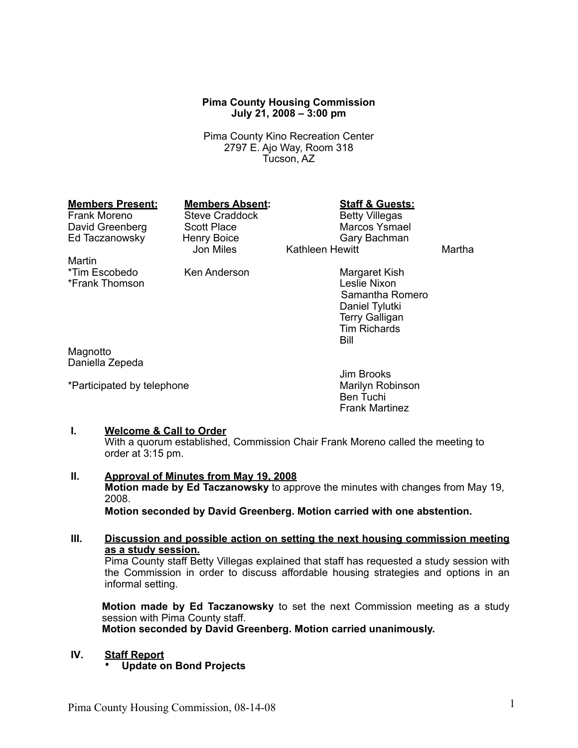**Pima County Housing Commission**
**July 21, 2008 – 3:00 pm**

Pima County Kino Recreation Center
2797 E. Ajo Way, Room 318
Tucson, AZ

| **Members Present:** | **Members Absent:** | **Staff & Guests:** |
|---|---|---|
| Frank Moreno | Steve Craddock | Betty Villegas |
| David Greenberg | Scott Place | Marcos Ysmael |
| Ed Taczanowsky | Henry Boice | Gary Bachman |
| Martha Martin | Jon Miles | Kathleen Hewitt |
| *Tim Escobedo | Ken Anderson | Margaret Kish |
| *Frank Thomson | | Leslie Nixon |
| | | Samantha Romero |
| | | Daniel Tylutki |
| | | Terry Galligan |
| | | Tim Richards |
| | | Bill Magnotto |
| | | Daniella Zepeda |
| | | Jim Brooks |
| | | Marilyn Robinson |
| | | Ben Tuchi |
| | | Frank Martinez |

*Participated by telephone

**I. Welcome & Call to Order**

With a quorum established, Commission Chair Frank Moreno called the meeting to order at 3:15 pm.

**II. Approval of Minutes from May 19, 2008**

**Motion made by Ed Taczanowsky** to approve the minutes with changes from May 19, 2008.

**Motion seconded by David Greenberg. Motion carried with one abstention.**

**III. Discussion and possible action on setting the next housing commission meeting as a study session.**

Pima County staff Betty Villegas explained that staff has requested a study session with the Commission in order to discuss affordable housing strategies and options in an informal setting.

**Motion made by Ed Taczanowsky** to set the next Commission meeting as a study session with Pima County staff.

**Motion seconded by David Greenberg. Motion carried unanimously.**

**IV. Staff Report**

- **Update on Bond Projects**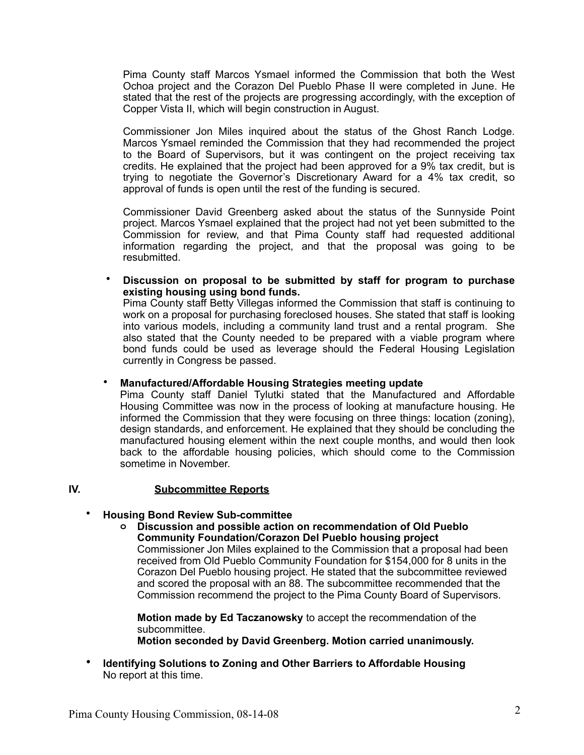Pima County staff Marcos Ysmael informed the Commission that both the West Ochoa project and the Corazon Del Pueblo Phase II were completed in June. He stated that the rest of the projects are progressing accordingly, with the exception of Copper Vista II, which will begin construction in August.

Commissioner Jon Miles inquired about the status of the Ghost Ranch Lodge. Marcos Ysmael reminded the Commission that they had recommended the project to the Board of Supervisors, but it was contingent on the project receiving tax credits. He explained that the project had been approved for a 9% tax credit, but is trying to negotiate the Governor's Discretionary Award for a 4% tax credit, so approval of funds is open until the rest of the funding is secured.

Commissioner David Greenberg asked about the status of the Sunnyside Point project. Marcos Ysmael explained that the project had not yet been submitted to the Commission for review, and that Pima County staff had requested additional information regarding the project, and that the proposal was going to be resubmitted.

- **Discussion on proposal to be submitted by staff for program to purchase existing housing using bond funds.**
  Pima County staff Betty Villegas informed the Commission that staff is continuing to work on a proposal for purchasing foreclosed houses. She stated that staff is looking into various models, including a community land trust and a rental program. She also stated that the County needed to be prepared with a viable program where bond funds could be used as leverage should the Federal Housing Legislation currently in Congress be passed.

- **Manufactured/Affordable Housing Strategies meeting update**
  Pima County staff Daniel Tylutki stated that the Manufactured and Affordable Housing Committee was now in the process of looking at manufacture housing. He informed the Commission that they were focusing on three things: location (zoning), design standards, and enforcement. He explained that they should be concluding the manufactured housing element within the next couple months, and would then look back to the affordable housing policies, which should come to the Commission sometime in November.

## IV. Subcommittee Reports

- **Housing Bond Review Sub-committee**
  - **Discussion and possible action on recommendation of Old Pueblo Community Foundation/Corazon Del Pueblo housing project**
    Commissioner Jon Miles explained to the Commission that a proposal had been received from Old Pueblo Community Foundation for $154,000 for 8 units in the Corazon Del Pueblo housing project. He stated that the subcommittee reviewed and scored the proposal with an 88. The subcommittee recommended that the Commission recommend the project to the Pima County Board of Supervisors.

    **Motion made by Ed Taczanowsky** to accept the recommendation of the subcommittee.
    **Motion seconded by David Greenberg. Motion carried unanimously.**

- **Identifying Solutions to Zoning and Other Barriers to Affordable Housing**
  No report at this time.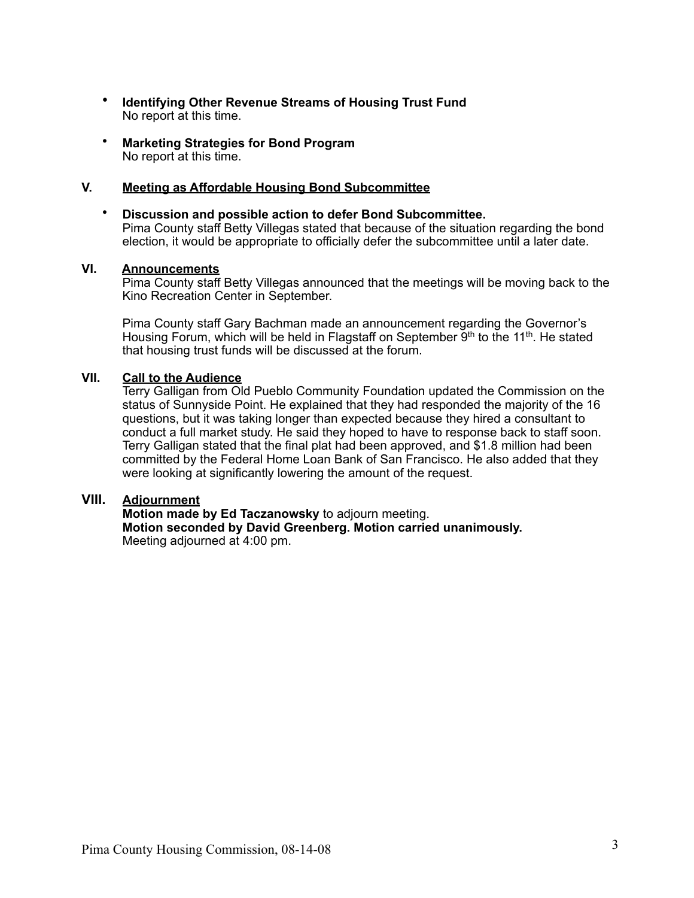- **Identifying Other Revenue Streams of Housing Trust Fund**
  No report at this time.

- **Marketing Strategies for Bond Program**
  No report at this time.

## V. Meeting as Affordable Housing Bond Subcommittee

- **Discussion and possible action to defer Bond Subcommittee.**
  Pima County staff Betty Villegas stated that because of the situation regarding the bond election, it would be appropriate to officially defer the subcommittee until a later date.

## VI. Announcements

Pima County staff Betty Villegas announced that the meetings will be moving back to the Kino Recreation Center in September.

Pima County staff Gary Bachman made an announcement regarding the Governor's Housing Forum, which will be held in Flagstaff on September 9th to the 11th. He stated that housing trust funds will be discussed at the forum.

## VII. Call to the Audience

Terry Galligan from Old Pueblo Community Foundation updated the Commission on the status of Sunnyside Point. He explained that they had responded the majority of the 16 questions, but it was taking longer than expected because they hired a consultant to conduct a full market study. He said they hoped to have to response back to staff soon. Terry Galligan stated that the final plat had been approved, and $1.8 million had been committed by the Federal Home Loan Bank of San Francisco. He also added that they were looking at significantly lowering the amount of the request.

## VIII. Adjournment

**Motion made by Ed Taczanowsky** to adjourn meeting.
**Motion seconded by David Greenberg. Motion carried unanimously.**
Meeting adjourned at 4:00 pm.